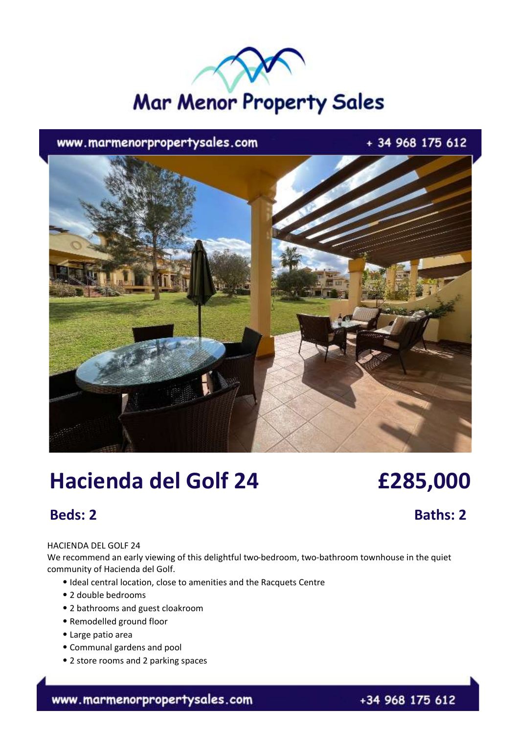# Mar Menor Property Sales

www.marmenorpropertysales.com + 34 968 175 612

## Hacienda del Golf 24

## £285,000

**Beds: 2**

**Baths: 2**

HACIENDA DEL GOLF 24

We recommend an early viewing of this delightful two-bedroom, two-bathroom townhouse in the quiet community of Hacienda del Golf.

- Ideal central location, close to amenities and the Racquets Centre
- 2 double bedrooms
- 2 bathrooms and guest cloakroom
- Remodelled ground floor
- Large patio area
- Communal gardens and pool
- 2 store rooms and 2 parking spaces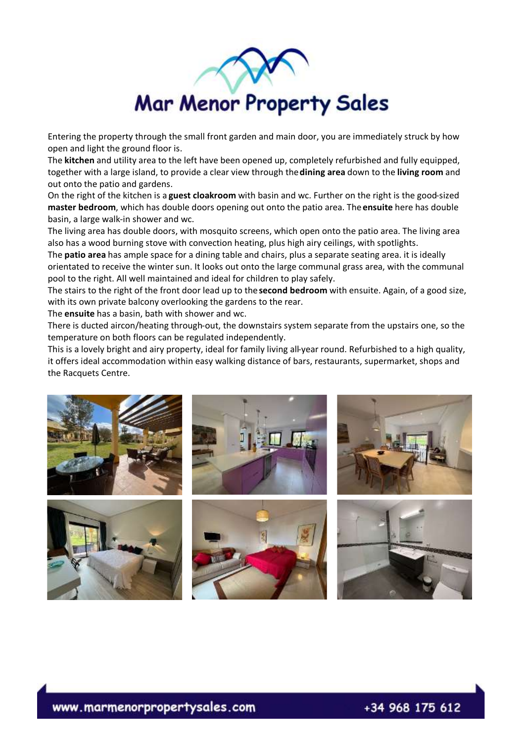# Mar Menor Property Sales

Entering the property through the small front garden and main door, you are immediately struck by how open and light the ground floor is.

The **kitchen** and utility area to the left have been opened up, completely refurbished and fully equipped, together with a large island, to provide a clear view through the **dining area** down to the **living room** and out onto the patio and gardens.

On the right of the kitchen is a **guest cloakroom** with basin and wc. Further on the right is the good-sized **master bedroom**, which has double doors opening out onto the patio area. The **ensuite** here has double basin, a large walk-in shower and wc.

The living area has double doors, with mosquito screens, which open onto the patio area. The living area also has a wood burning stove with convection heating, plus high airy ceilings, with spotlights.

The **patio area** has ample space for a dining table and chairs, plus a separate seating area. it is ideally orientated to receive the winter sun. It looks out onto the large communal grass area, with the communal pool to the right. All well maintained and ideal for children to play safely.

The stairs to the right of the front door lead up to the **second bedroom** with ensuite. Again, of a good size, with its own private balcony overlooking the gardens to the rear.

The **ensuite** has a basin, bath with shower and wc.

There is ducted aircon/heating through-out, the downstairs system separate from the upstairs one, so the temperature on both floors can be regulated independently.

This is a lovely bright and airy property, ideal for family living all-year round. Refurbished to a high quality, it offers ideal accommodation within easy walking distance of bars, restaurants, supermarket, shops and the Racquets Centre.

www.marmenorpropertysales.com +34 968 175 612